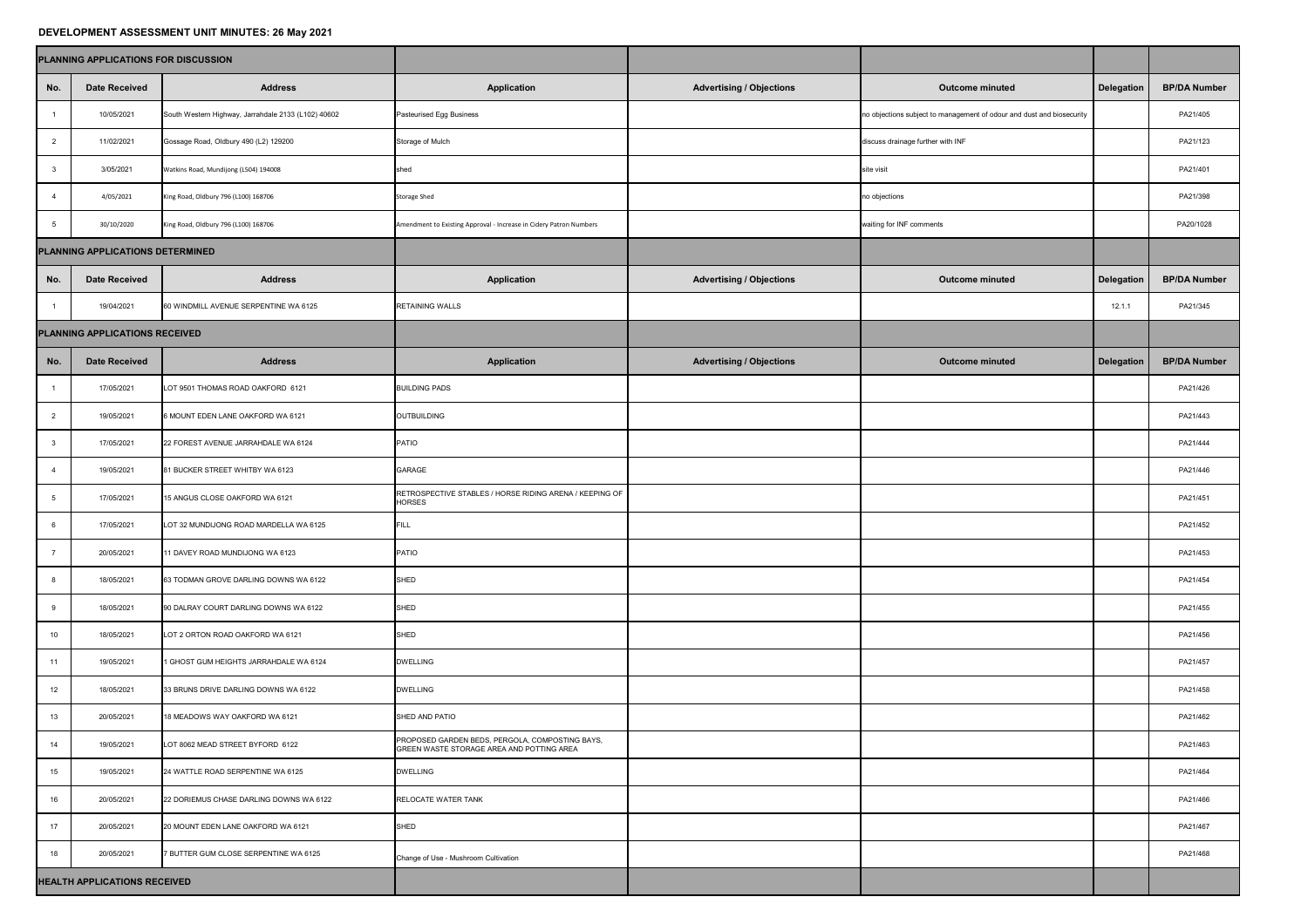# DEVELOPMENT ASSESSMENT UNIT MINUTES: 26 May 2021

## PLANNING APPLICATIONS FOR DISCUSSION

| No. | Date Received | Address | Application | Advertising / Objections | Outcome minuted | Delegation | BP/DA Number |
|---|---|---|---|---|---|---|---|
| 1 | 10/05/2021 | South Western Highway, Jarrahdale 2133 (L102) 40602 | Pasteurised Egg Business | | no objections subject to management of odour and dust and biosecurity | | PA21/405 |
| 2 | 11/02/2021 | Gossage Road, Oldbury 490 (L2) 129200 | Storage of Mulch | | discuss drainage further with INF | | PA21/123 |
| 3 | 3/05/2021 | Watkins Road, Mundijong (L504) 194008 | shed | | site visit | | PA21/401 |
| 4 | 4/05/2021 | King Road, Oldbury 796 (L100) 168706 | Storage Shed | | no objections | | PA21/398 |
| 5 | 30/10/2020 | King Road, Oldbury 796 (L100) 168706 | Amendment to Existing Approval - Increase in Cidery Patron Numbers | | waiting for INF comments | | PA20/1028 |

## PLANNING APPLICATIONS DETERMINED

| No. | Date Received | Address | Application | Advertising / Objections | Outcome minuted | Delegation | BP/DA Number |
|---|---|---|---|---|---|---|---|
| 1 | 19/04/2021 | 60 WINDMILL AVENUE SERPENTINE WA 6125 | RETAINING WALLS | | | 12.1.1 | PA21/345 |

## PLANNING APPLICATIONS RECEIVED

| No. | Date Received | Address | Application | Advertising / Objections | Outcome minuted | Delegation | BP/DA Number |
|---|---|---|---|---|---|---|---|
| 1 | 17/05/2021 | LOT 9501 THOMAS ROAD OAKFORD 6121 | BUILDING PADS | | | | PA21/426 |
| 2 | 19/05/2021 | 6 MOUNT EDEN LANE OAKFORD WA 6121 | OUTBUILDING | | | | PA21/443 |
| 3 | 17/05/2021 | 22 FOREST AVENUE JARRAHDALE WA 6124 | PATIO | | | | PA21/444 |
| 4 | 19/05/2021 | 81 BUCKER STREET WHITBY WA 6123 | GARAGE | | | | PA21/446 |
| 5 | 17/05/2021 | 15 ANGUS CLOSE OAKFORD WA 6121 | RETROSPECTIVE STABLES / HORSE RIDING ARENA / KEEPING OF HORSES | | | | PA21/451 |
| 6 | 17/05/2021 | LOT 32 MUNDIJONG ROAD MARDELLA WA 6125 | FILL | | | | PA21/452 |
| 7 | 20/05/2021 | 11 DAVEY ROAD MUNDIJONG WA 6123 | PATIO | | | | PA21/453 |
| 8 | 18/05/2021 | 63 TODMAN GROVE DARLING DOWNS WA 6122 | SHED | | | | PA21/454 |
| 9 | 18/05/2021 | 90 DALRAY COURT DARLING DOWNS WA 6122 | SHED | | | | PA21/455 |
| 10 | 18/05/2021 | LOT 2 ORTON ROAD OAKFORD WA 6121 | SHED | | | | PA21/456 |
| 11 | 19/05/2021 | 1 GHOST GUM HEIGHTS JARRAHDALE WA 6124 | DWELLING | | | | PA21/457 |
| 12 | 18/05/2021 | 33 BRUNS DRIVE DARLING DOWNS WA 6122 | DWELLING | | | | PA21/458 |
| 13 | 20/05/2021 | 18 MEADOWS WAY OAKFORD WA 6121 | SHED AND PATIO | | | | PA21/462 |
| 14 | 19/05/2021 | LOT 8062 MEAD STREET BYFORD 6122 | PROPOSED GARDEN BEDS, PERGOLA, COMPOSTING BAYS, GREEN WASTE STORAGE AREA AND POTTING AREA | | | | PA21/463 |
| 15 | 19/05/2021 | 24 WATTLE ROAD SERPENTINE WA 6125 | DWELLING | | | | PA21/464 |
| 16 | 20/05/2021 | 22 DORIEMUS CHASE DARLING DOWNS WA 6122 | RELOCATE WATER TANK | | | | PA21/466 |
| 17 | 20/05/2021 | 20 MOUNT EDEN LANE OAKFORD WA 6121 | SHED | | | | PA21/467 |
| 18 | 20/05/2021 | 7 BUTTER GUM CLOSE SERPENTINE WA 6125 | Change of Use - Mushroom Cultivation | | | | PA21/468 |

## HEALTH APPLICATIONS RECEIVED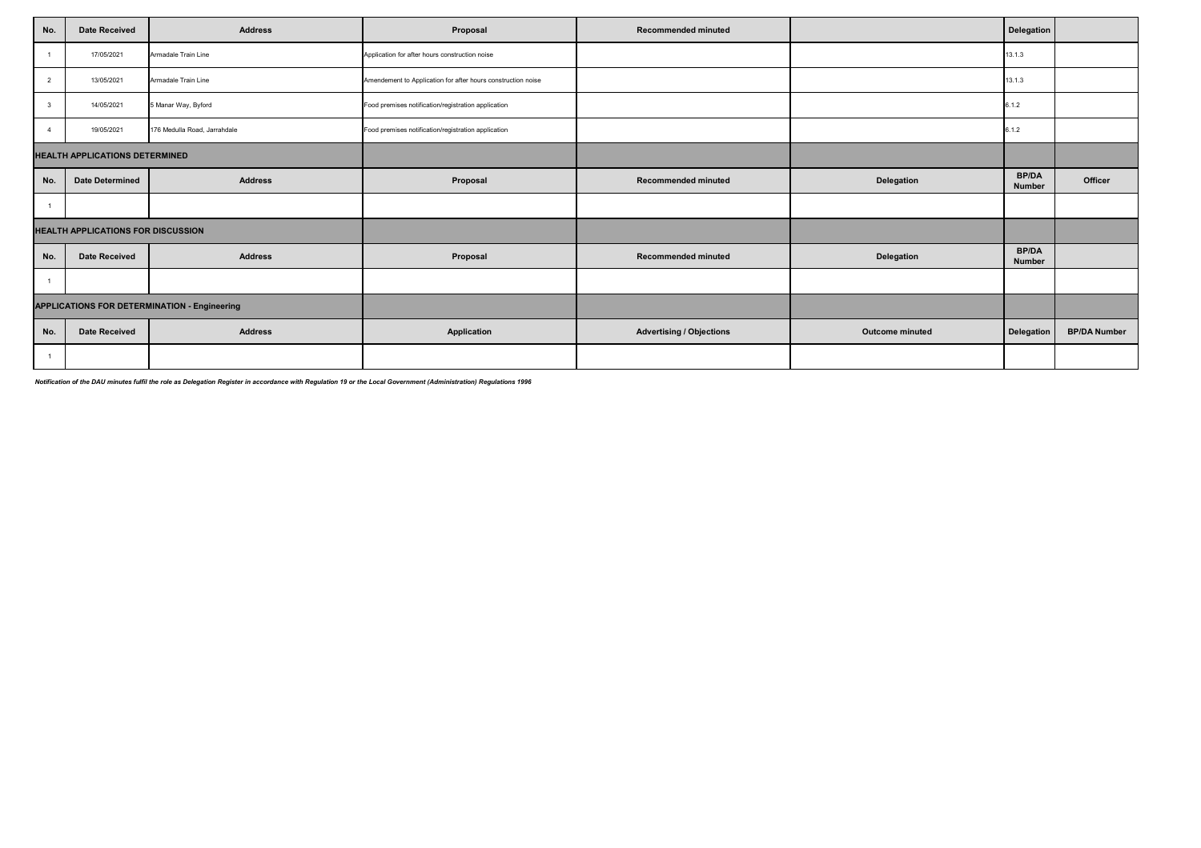| No. | Date Received | Address | Proposal | Recommended minuted | | Delegation | |
|---|---|---|---|---|---|---|---|
| 1 | 17/05/2021 | Armadale Train Line | Application for after hours construction noise | | | 13.1.3 | |
| 2 | 13/05/2021 | Armadale Train Line | Amendement to Application for after hours construction noise | | | 13.1.3 | |
| 3 | 14/05/2021 | 5 Manar Way, Byford | Food premises notification/registration application | | | 6.1.2 | |
| 4 | 19/05/2021 | 176 Medulla Road, Jarrahdale | Food premises notification/registration application | | | 6.1.2 | |

**HEALTH APPLICATIONS DETERMINED**

| No. | Date Determined | Address | Proposal | Recommended minuted | Delegation | BP/DA Number | Officer |
|---|---|---|---|---|---|---|---|
| 1 | | | | | | | |

**HEALTH APPLICATIONS FOR DISCUSSION**

| No. | Date Received | Address | Proposal | Recommended minuted | Delegation | BP/DA Number | |
|---|---|---|---|---|---|---|---|
| 1 | | | | | | | |

**APPLICATIONS FOR DETERMINATION - Engineering**

| No. | Date Received | Address | Application | Advertising / Objections | Outcome minuted | Delegation | BP/DA Number |
|---|---|---|---|---|---|---|---|
| 1 | | | | | | | |

*Notification of the DAU minutes fulfil the role as Delegation Register in accordance with Regulation 19 or the Local Government (Administration) Regulations 1996*